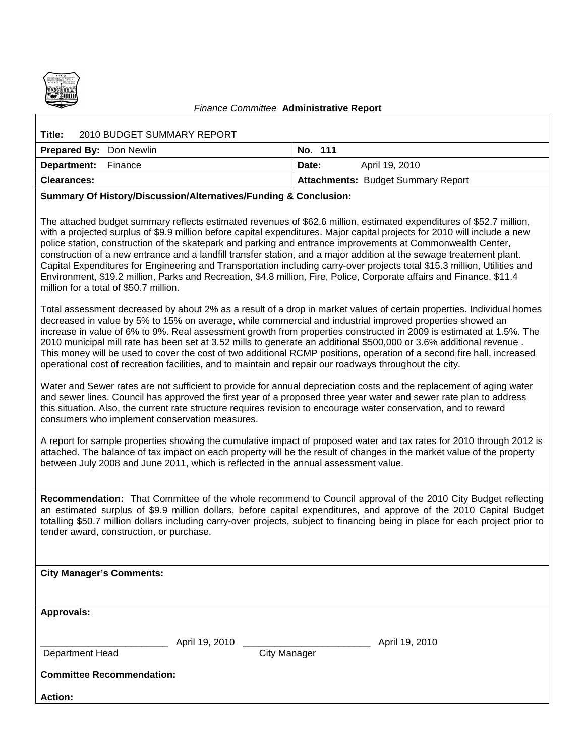*Finance Committee* **Administrative Report**

| **Title:** 2010 BUDGET SUMMARY REPORT | |
|---|---|
| **Prepared By:** Don Newlin | **No.** 111 |
| **Department:** Finance | **Date:** April 19, 2010 |
| **Clearances:** | **Attachments:** Budget Summary Report |

**Summary Of History/Discussion/Alternatives/Funding & Conclusion:**

The attached budget summary reflects estimated revenues of $62.6 million, estimated expenditures of $52.7 million, with a projected surplus of $9.9 million before capital expenditures. Major capital projects for 2010 will include a new police station, construction of the skatepark and parking and entrance improvements at Commonwealth Center, construction of a new entrance and a landfill transfer station, and a major addition at the sewage treatement plant. Capital Expenditures for Engineering and Transportation including carry-over projects total $15.3 million, Utilities and Environment, $19.2 million, Parks and Recreation, $4.8 million, Fire, Police, Corporate affairs and Finance, $11.4 million for a total of $50.7 million.

Total assessment decreased by about 2% as a result of a drop in market values of certain properties. Individual homes decreased in value by 5% to 15% on average, while commercial and industrial improved properties showed an increase in value of 6% to 9%. Real assessment growth from properties constructed in 2009 is estimated at 1.5%. The 2010 municipal mill rate has been set at 3.52 mills to generate an additional $500,000 or 3.6% additional revenue . This money will be used to cover the cost of two additional RCMP positions, operation of a second fire hall, increased operational cost of recreation facilities, and to maintain and repair our roadways throughout the city.

Water and Sewer rates are not sufficient to provide for annual depreciation costs and the replacement of aging water and sewer lines. Council has approved the first year of a proposed three year water and sewer rate plan to address this situation. Also, the current rate structure requires revision to encourage water conservation, and to reward consumers who implement conservation measures.

A report for sample properties showing the cumulative impact of proposed water and tax rates for 2010 through 2012 is attached. The balance of tax impact on each property will be the result of changes in the market value of the property between July 2008 and June 2011, which is reflected in the annual assessment value.

**Recommendation:** That Committee of the whole recommend to Council approval of the 2010 City Budget reflecting an estimated surplus of $9.9 million dollars, before capital expenditures, and approve of the 2010 Capital Budget totalling $50.7 million dollars including carry-over projects, subject to financing being in place for each project prior to tender award, construction, or purchase.

**City Manager's Comments:**

**Approvals:**

________________________ April 19, 2010 ________________________ April 19, 2010

Department Head City Manager

**Committee Recommendation:**

**Action:**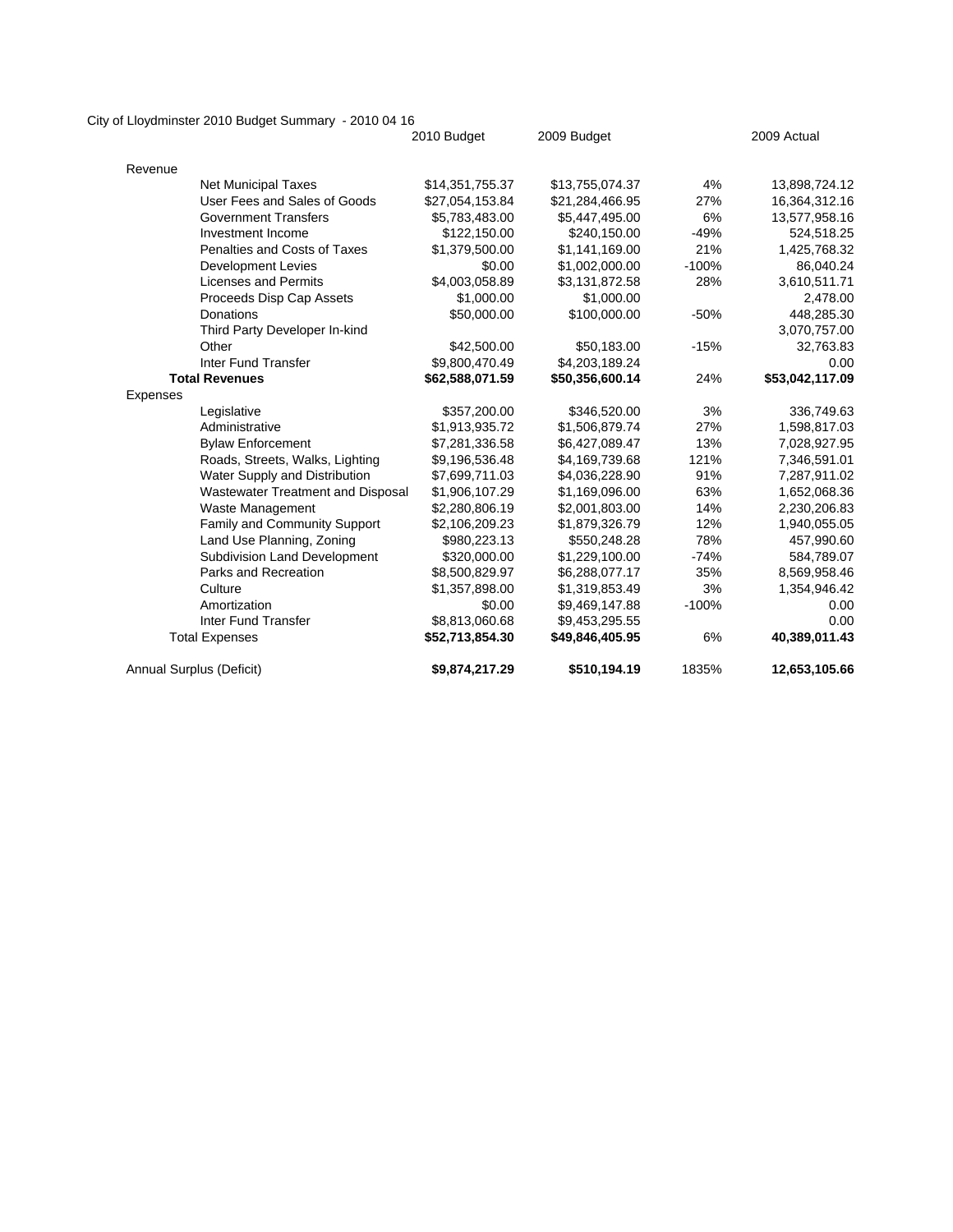City of Lloydminster 2010 Budget Summary - 2010 04 16

| | 2010 Budget | 2009 Budget | | 2009 Actual |
|---|---|---|---|---|
| Revenue | | | | |
| Net Municipal Taxes | $14,351,755.37 | $13,755,074.37 | 4% | 13,898,724.12 |
| User Fees and Sales of Goods | $27,054,153.84 | $21,284,466.95 | 27% | 16,364,312.16 |
| Government Transfers | $5,783,483.00 | $5,447,495.00 | 6% | 13,577,958.16 |
| Investment Income | $122,150.00 | $240,150.00 | -49% | 524,518.25 |
| Penalties and Costs of Taxes | $1,379,500.00 | $1,141,169.00 | 21% | 1,425,768.32 |
| Development Levies | $0.00 | $1,002,000.00 | -100% | 86,040.24 |
| Licenses and Permits | $4,003,058.89 | $3,131,872.58 | 28% | 3,610,511.71 |
| Proceeds Disp Cap Assets | $1,000.00 | $1,000.00 | | 2,478.00 |
| Donations | $50,000.00 | $100,000.00 | -50% | 448,285.30 |
| Third Party Developer In-kind | | | | 3,070,757.00 |
| Other | $42,500.00 | $50,183.00 | -15% | 32,763.83 |
| Inter Fund Transfer | $9,800,470.49 | $4,203,189.24 | | 0.00 |
| **Total Revenues** | **$62,588,071.59** | **$50,356,600.14** | 24% | **$53,042,117.09** |
| Expenses | | | | |
| Legislative | $357,200.00 | $346,520.00 | 3% | 336,749.63 |
| Administrative | $1,913,935.72 | $1,506,879.74 | 27% | 1,598,817.03 |
| Bylaw Enforcement | $7,281,336.58 | $6,427,089.47 | 13% | 7,028,927.95 |
| Roads, Streets, Walks, Lighting | $9,196,536.48 | $4,169,739.68 | 121% | 7,346,591.01 |
| Water Supply and Distribution | $7,699,711.03 | $4,036,228.90 | 91% | 7,287,911.02 |
| Wastewater Treatment and Disposal | $1,906,107.29 | $1,169,096.00 | 63% | 1,652,068.36 |
| Waste Management | $2,280,806.19 | $2,001,803.00 | 14% | 2,230,206.83 |
| Family and Community Support | $2,106,209.23 | $1,879,326.79 | 12% | 1,940,055.05 |
| Land Use Planning, Zoning | $980,223.13 | $550,248.28 | 78% | 457,990.60 |
| Subdivision Land Development | $320,000.00 | $1,229,100.00 | -74% | 584,789.07 |
| Parks and Recreation | $8,500,829.97 | $6,288,077.17 | 35% | 8,569,958.46 |
| Culture | $1,357,898.00 | $1,319,853.49 | 3% | 1,354,946.42 |
| Amortization | $0.00 | $9,469,147.88 | -100% | 0.00 |
| Inter Fund Transfer | $8,813,060.68 | $9,453,295.55 | | 0.00 |
| Total Expenses | **$52,713,854.30** | **$49,846,405.95** | 6% | **40,389,011.43** |
| Annual Surplus (Deficit) | **$9,874,217.29** | **$510,194.19** | 1835% | **12,653,105.66** |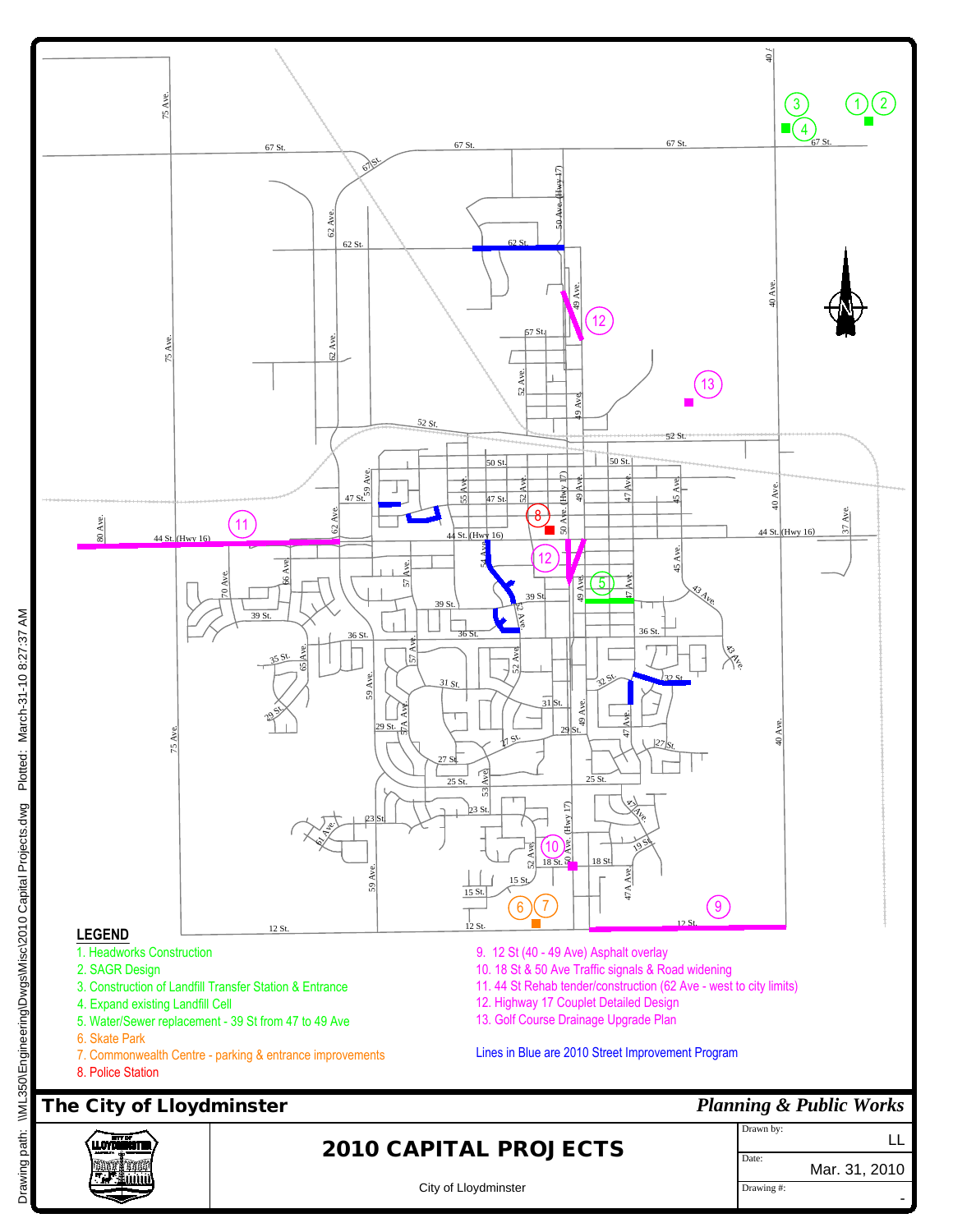## LEGEND

1. Headworks Construction
2. SAGR Design
3. Construction of Landfill Transfer Station & Entrance
4. Expand existing Landfill Cell
5. Water/Sewer replacement - 39 St from 47 to 49 Ave
6. Skate Park
7. Commonwealth Centre - parking & entrance improvements
8. Police Station
9. 12 St (40 - 49 Ave) Asphalt overlay
10. 18 St & 50 Ave Traffic signals & Road widening
11. 44 St Rehab tender/construction (62 Ave - west to city limits)
12. Highway 17 Couplet Detailed Design
13. Golf Course Drainage Upgrade Plan

Lines in Blue are 2010 Street Improvement Program

**The City of Lloydminster** *Planning & Public Works*

# 2010 CAPITAL PROJECTS

City of Lloydminster

Drawn by: LL

Date: Mar. 31, 2010

Drawing #: -

Drawing path: \\ML350\Engineering\Dwgs\Misc\2010 Capital Projects.dwg Plotted: March-31-10 8:27:37 AM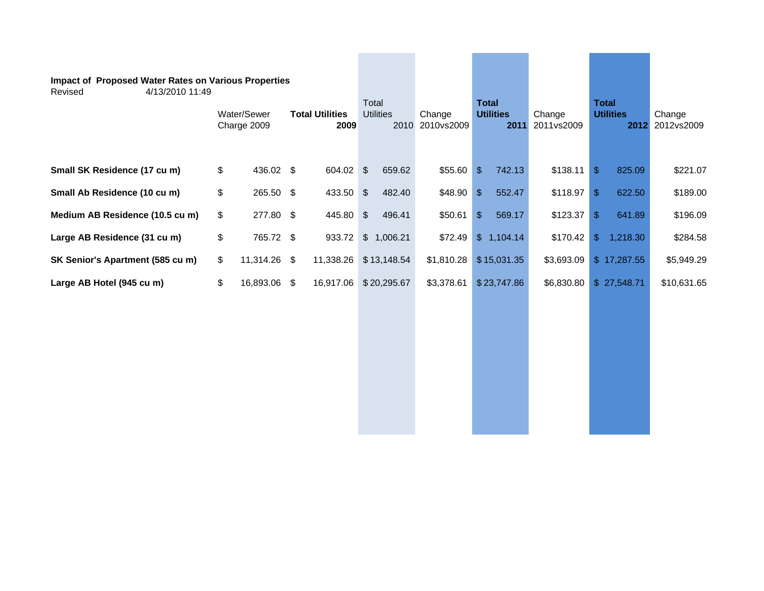**Impact of Proposed Water Rates on Various Properties**

Revised 4/13/2010 11:49

| | Water/Sewer Charge 2009 | **Total Utilities 2009** | Total Utilities 2010 | Change 2010vs2009 | **Total Utilities 2011** | Change 2011vs2009 | **Total Utilities 2012** | Change 2012vs2009 |
|---|---|---|---|---|---|---|---|---|
| **Small SK Residence (17 cu m)** | $ 436.02 | $ 604.02 | $ 659.62 | $55.60 | $ 742.13 | $138.11 | $ 825.09 | $221.07 |
| **Small Ab Residence (10 cu m)** | $ 265.50 | $ 433.50 | $ 482.40 | $48.90 | $ 552.47 | $118.97 | $ 622.50 | $189.00 |
| **Medium AB Residence (10.5 cu m)** | $ 277.80 | $ 445.80 | $ 496.41 | $50.61 | $ 569.17 | $123.37 | $ 641.89 | $196.09 |
| **Large AB Residence (31 cu m)** | $ 765.72 | $ 933.72 | $ 1,006.21 | $72.49 | $ 1,104.14 | $170.42 | $ 1,218.30 | $284.58 |
| **SK Senior's Apartment (585 cu m)** | $ 11,314.26 | $ 11,338.26 | $ 13,148.54 | $1,810.28 | $ 15,031.35 | $3,693.09 | $ 17,287.55 | $5,949.29 |
| **Large AB Hotel (945 cu m)** | $ 16,893.06 | $ 16,917.06 | $ 20,295.67 | $3,378.61 | $ 23,747.86 | $6,830.80 | $ 27,548.71 | $10,631.65 |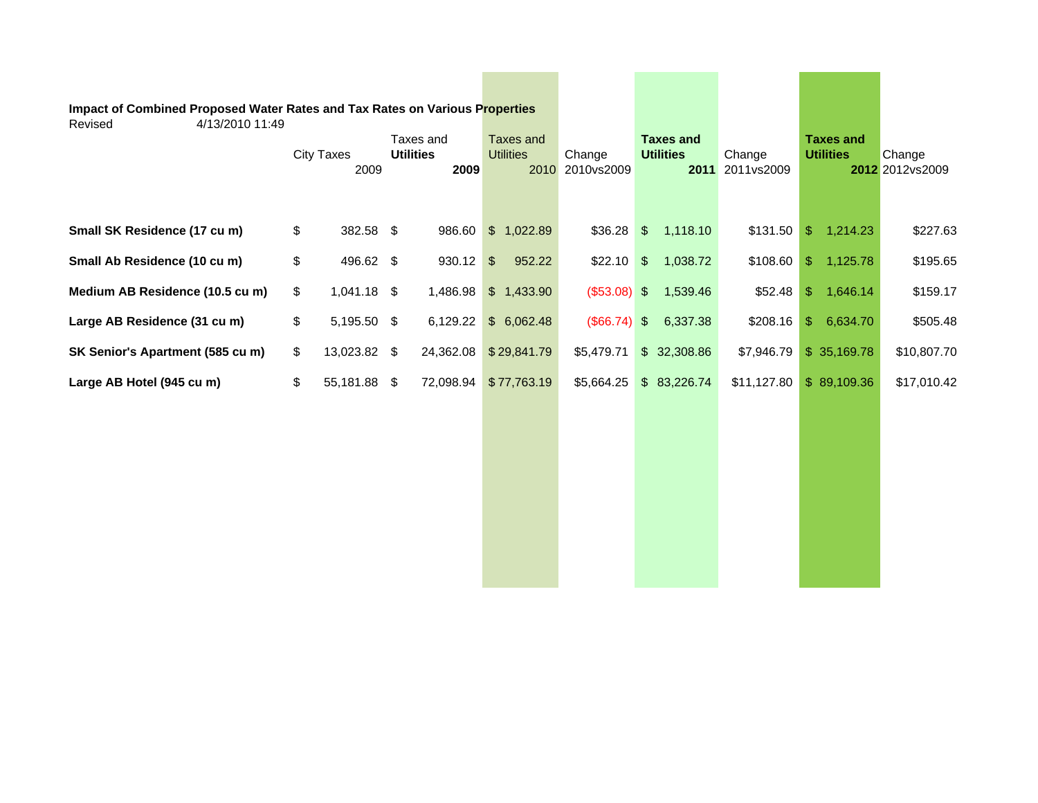**Impact of Combined Proposed Water Rates and Tax Rates on Various Properties**

Revised 4/13/2010 11:49

| | City Taxes 2009 | Taxes and **Utilities 2009** | Taxes and Utilities 2010 | Change 2010vs2009 | **Taxes and Utilities 2011** | Change 2011vs2009 | **Taxes and Utilities 2012** | Change 2012vs2009 |
|---|---|---|---|---|---|---|---|---|
| **Small SK Residence (17 cu m)** | $ 382.58 | $ 986.60 | $ 1,022.89 | $36.28 | $ 1,118.10 | $131.50 | $ 1,214.23 | $227.63 |
| **Small Ab Residence (10 cu m)** | $ 496.62 | $ 930.12 | $ 952.22 | $22.10 | $ 1,038.72 | $108.60 | $ 1,125.78 | $195.65 |
| **Medium AB Residence (10.5 cu m)** | $ 1,041.18 | $ 1,486.98 | $ 1,433.90 | ($53.08) | $ 1,539.46 | $52.48 | $ 1,646.14 | $159.17 |
| **Large AB Residence (31 cu m)** | $ 5,195.50 | $ 6,129.22 | $ 6,062.48 | ($66.74) | $ 6,337.38 | $208.16 | $ 6,634.70 | $505.48 |
| **SK Senior's Apartment (585 cu m)** | $ 13,023.82 | $ 24,362.08 | $ 29,841.79 | $5,479.71 | $ 32,308.86 | $7,946.79 | $ 35,169.78 | $10,807.70 |
| **Large AB Hotel (945 cu m)** | $ 55,181.88 | $ 72,098.94 | $ 77,763.19 | $5,664.25 | $ 83,226.74 | $11,127.80 | $ 89,109.36 | $17,010.42 |